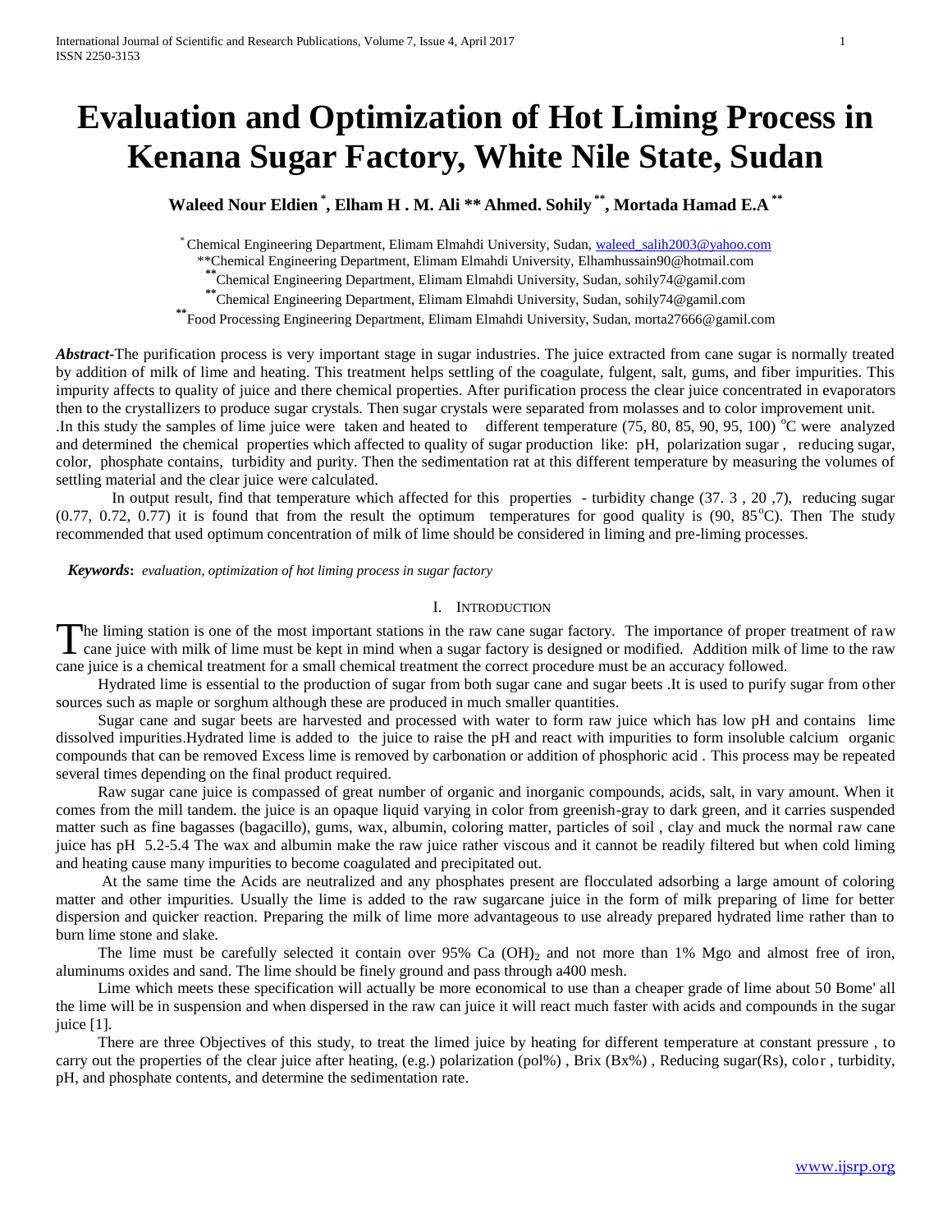# Evaluation and Optimization of Hot Liming Process in Kenana Sugar Factory, White Nile State, Sudan

**Waleed Nour Eldien [*], Elham H . M. Ali ** Ahmed. Sohily [**], Mortada Hamad E.A [**]**

[*] Chemical Engineering Department, Elimam Elmahdi University, Sudan, waleed_salih2003@yahoo.com
**Chemical Engineering Department, Elimam Elmahdi University, Elhamhussain90@hotmail.com
[**] Chemical Engineering Department, Elimam Elmahdi University, Sudan, sohily74@gamil.com
[**] Chemical Engineering Department, Elimam Elmahdi University, Sudan, sohily74@gamil.com
[**] Food Processing Engineering Department, Elimam Elmahdi University, Sudan, morta27666@gamil.com

***Abstract-***The purification process is very important stage in sugar industries. The juice extracted from cane sugar is normally treated by addition of milk of lime and heating. This treatment helps settling of the coagulate, fulgent, salt, gums, and fiber impurities. This impurity affects to quality of juice and there chemical properties. After purification process the clear juice concentrated in evaporators then to the crystallizers to produce sugar crystals. Then sugar crystals were separated from molasses and to color improvement unit. .In this study the samples of lime juice were taken and heated to different temperature (75, 80, 85, 90, 95, 100) $^{o}$C were analyzed and determined the chemical properties which affected to quality of sugar production like: pH, polarization sugar , reducing sugar, color, phosphate contains, turbidity and purity. Then the sedimentation rat at this different temperature by measuring the volumes of settling material and the clear juice were calculated.

In output result, find that temperature which affected for this properties - turbidity change (37. 3 , 20 ,7), reducing sugar (0.77, 0.72, 0.77) it is found that from the result the optimum temperatures for good quality is (90, 85$^{o}$C). Then The study recommended that used optimum concentration of milk of lime should be considered in liming and pre-liming processes.

***Keywords*:** *evaluation, optimization of hot liming process in sugar factory*

## I. Introduction

The liming station is one of the most important stations in the raw cane sugar factory. The importance of proper treatment of raw cane juice with milk of lime must be kept in mind when a sugar factory is designed or modified. Addition milk of lime to the raw cane juice is a chemical treatment for a small chemical treatment the correct procedure must be an accuracy followed.

Hydrated lime is essential to the production of sugar from both sugar cane and sugar beets .It is used to purify sugar from other sources such as maple or sorghum although these are produced in much smaller quantities.

Sugar cane and sugar beets are harvested and processed with water to form raw juice which has low pH and contains lime dissolved impurities.Hydrated lime is added to the juice to raise the pH and react with impurities to form insoluble calcium organic compounds that can be removed Excess lime is removed by carbonation or addition of phosphoric acid . This process may be repeated several times depending on the final product required.

Raw sugar cane juice is compassed of great number of organic and inorganic compounds, acids, salt, in vary amount. When it comes from the mill tandem. the juice is an opaque liquid varying in color from greenish-gray to dark green, and it carries suspended matter such as fine bagasses (bagacillo), gums, wax, albumin, coloring matter, particles of soil , clay and muck the normal raw cane juice has pH 5.2-5.4 The wax and albumin make the raw juice rather viscous and it cannot be readily filtered but when cold liming and heating cause many impurities to become coagulated and precipitated out.

At the same time the Acids are neutralized and any phosphates present are flocculated adsorbing a large amount of coloring matter and other impurities. Usually the lime is added to the raw sugarcane juice in the form of milk preparing of lime for better dispersion and quicker reaction. Preparing the milk of lime more advantageous to use already prepared hydrated lime rather than to burn lime stone and slake.

The lime must be carefully selected it contain over 95% $Ca(OH)_2$ and not more than 1% Mgo and almost free of iron, aluminums oxides and sand. The lime should be finely ground and pass through a400 mesh.

Lime which meets these specification will actually be more economical to use than a cheaper grade of lime about 50 Bome' all the lime will be in suspension and when dispersed in the raw can juice it will react much faster with acids and compounds in the sugar juice [1].

There are three Objectives of this study, to treat the limed juice by heating for different temperature at constant pressure , to carry out the properties of the clear juice after heating, (e.g.) polarization (pol%) , Brix (Bx%) , Reducing sugar(Rs), color , turbidity, pH, and phosphate contents, and determine the sedimentation rate.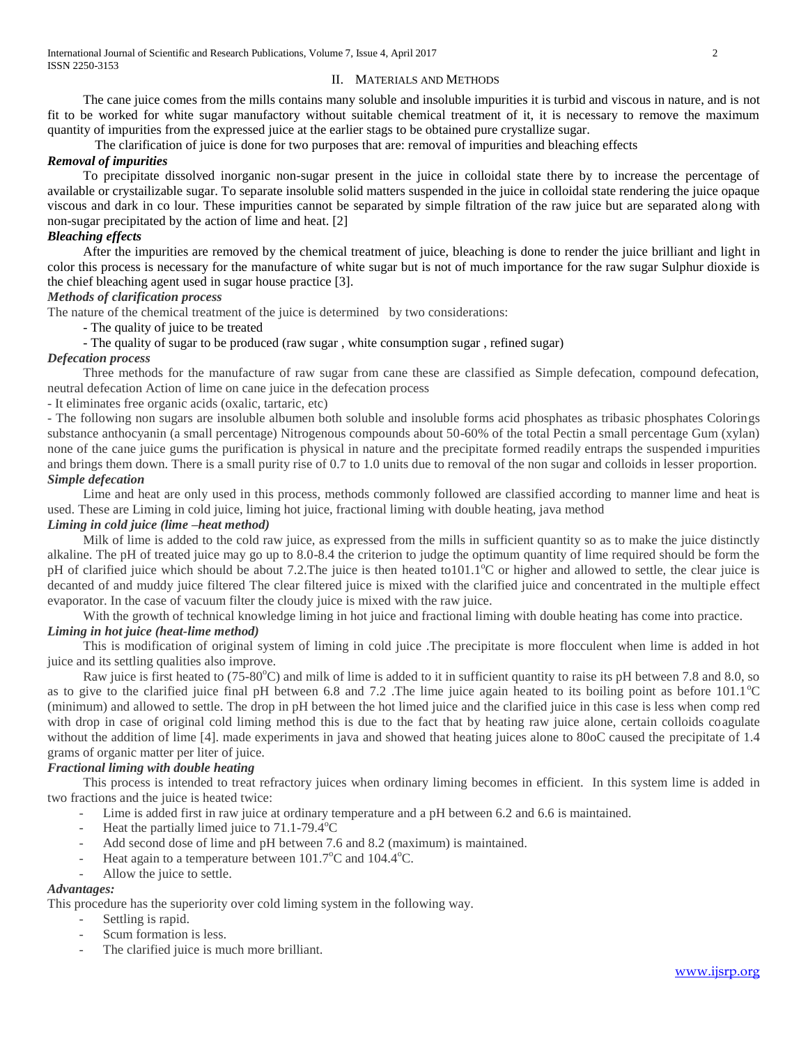## II. Materials and Methods

The cane juice comes from the mills contains many soluble and insoluble impurities it is turbid and viscous in nature, and is not fit to be worked for white sugar manufactory without suitable chemical treatment of it, it is necessary to remove the maximum quantity of impurities from the expressed juice at the earlier stags to be obtained pure crystallize sugar.

The clarification of juice is done for two purposes that are: removal of impurities and bleaching effects

***Removal of impurities***

To precipitate dissolved inorganic non-sugar present in the juice in colloidal state there by to increase the percentage of available or crystailizable sugar. To separate insoluble solid matters suspended in the juice in colloidal state rendering the juice opaque viscous and dark in co lour. These impurities cannot be separated by simple filtration of the raw juice but are separated along with non-sugar precipitated by the action of lime and heat. [2]

***Bleaching effects***

After the impurities are removed by the chemical treatment of juice, bleaching is done to render the juice brilliant and light in color this process is necessary for the manufacture of white sugar but is not of much importance for the raw sugar Sulphur dioxide is the chief bleaching agent used in sugar house practice [3].

***Methods of clarification process***

The nature of the chemical treatment of the juice is determined by two considerations:

- The quality of juice to be treated
- The quality of sugar to be produced (raw sugar , white consumption sugar , refined sugar)

***Defecation process***

Three methods for the manufacture of raw sugar from cane these are classified as Simple defecation, compound defecation, neutral defecation Action of lime on cane juice in the defecation process

- It eliminates free organic acids (oxalic, tartaric, etc)
- The following non sugars are insoluble albumen both soluble and insoluble forms acid phosphates as tribasic phosphates Colorings substance anthocyanin (a small percentage) Nitrogenous compounds about 50-60% of the total Pectin a small percentage Gum (xylan) none of the cane juice gums the purification is physical in nature and the precipitate formed readily entraps the suspended impurities and brings them down. There is a small purity rise of 0.7 to 1.0 units due to removal of the non sugar and colloids in lesser proportion.

***Simple defecation***

Lime and heat are only used in this process, methods commonly followed are classified according to manner lime and heat is used. These are Liming in cold juice, liming hot juice, fractional liming with double heating, java method

***Liming in cold juice (lime –heat method)***

Milk of lime is added to the cold raw juice, as expressed from the mills in sufficient quantity so as to make the juice distinctly alkaline. The pH of treated juice may go up to 8.0-8.4 the criterion to judge the optimum quantity of lime required should be form the pH of clarified juice which should be about 7.2.The juice is then heated to101.1°C or higher and allowed to settle, the clear juice is decanted of and muddy juice filtered The clear filtered juice is mixed with the clarified juice and concentrated in the multiple effect evaporator. In the case of vacuum filter the cloudy juice is mixed with the raw juice.

With the growth of technical knowledge liming in hot juice and fractional liming with double heating has come into practice.

***Liming in hot juice (heat-lime method)***

This is modification of original system of liming in cold juice .The precipitate is more flocculent when lime is added in hot juice and its settling qualities also improve.

Raw juice is first heated to (75-80°C) and milk of lime is added to it in sufficient quantity to raise its pH between 7.8 and 8.0, so as to give to the clarified juice final pH between 6.8 and 7.2 .The lime juice again heated to its boiling point as before 101.1°C (minimum) and allowed to settle. The drop in pH between the hot limed juice and the clarified juice in this case is less when comp red with drop in case of original cold liming method this is due to the fact that by heating raw juice alone, certain colloids coagulate without the addition of lime [4]. made experiments in java and showed that heating juices alone to 80oC caused the precipitate of 1.4 grams of organic matter per liter of juice.

***Fractional liming with double heating***

This process is intended to treat refractory juices when ordinary liming becomes in efficient. In this system lime is added in two fractions and the juice is heated twice:

- Lime is added first in raw juice at ordinary temperature and a pH between 6.2 and 6.6 is maintained.
- Heat the partially limed juice to 71.1-79.4°C
- Add second dose of lime and pH between 7.6 and 8.2 (maximum) is maintained.
- Heat again to a temperature between 101.7°C and 104.4°C.
- Allow the juice to settle.

***Advantages:***

This procedure has the superiority over cold liming system in the following way.

- Settling is rapid.
- Scum formation is less.
- The clarified juice is much more brilliant.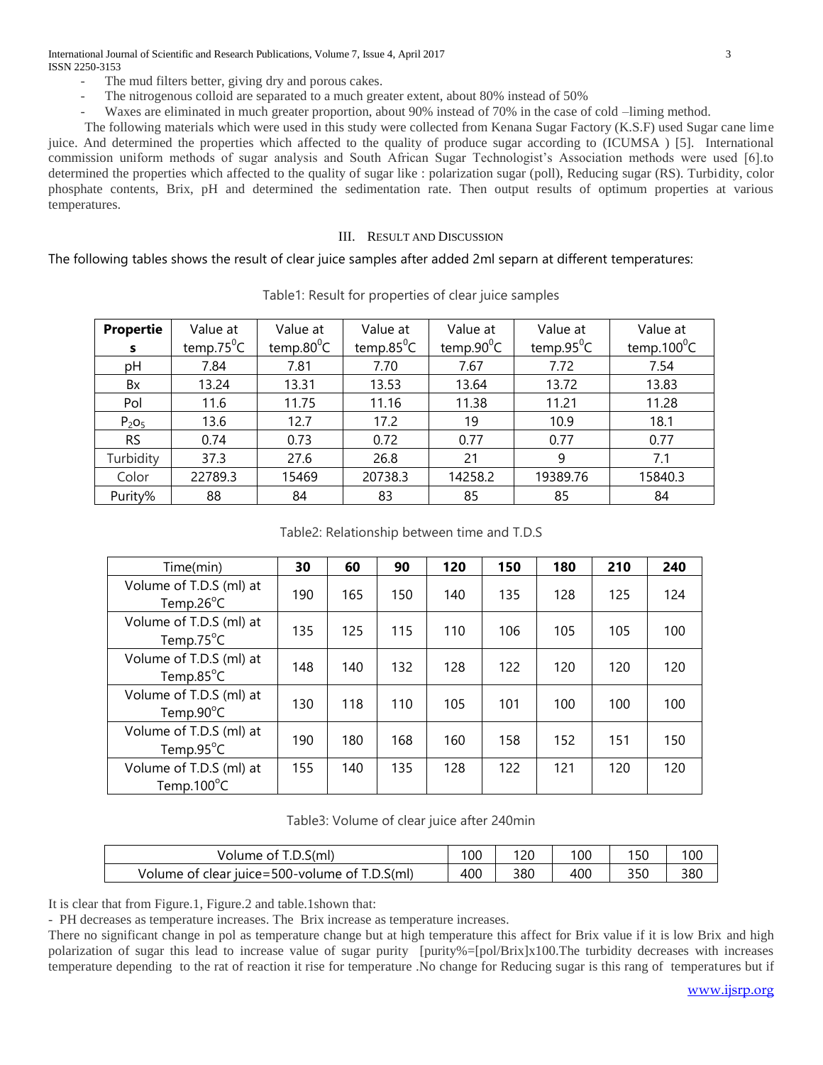- The mud filters better, giving dry and porous cakes.
- The nitrogenous colloid are separated to a much greater extent, about 80% instead of 50%
- Waxes are eliminated in much greater proportion, about 90% instead of 70% in the case of cold –liming method.

The following materials which were used in this study were collected from Kenana Sugar Factory (K.S.F) used Sugar cane lime juice. And determined the properties which affected to the quality of produce sugar according to (ICUMSA ) [5]. International commission uniform methods of sugar analysis and South African Sugar Technologist's Association methods were used [6].to determined the properties which affected to the quality of sugar like : polarization sugar (poll), Reducing sugar (RS). Turbidity, color phosphate contents, Brix, pH and determined the sedimentation rate. Then output results of optimum properties at various temperatures.

## III. Result and Discussion

The following tables shows the result of clear juice samples after added 2ml separn at different temperatures:

Table1: Result for properties of clear juice samples

| **Properties** | Value at temp.75$^0$C | Value at temp.80$^0$C | Value at temp.85$^0$C | Value at temp.90$^0$C | Value at temp.95$^0$C | Value at temp.100$^0$C |
|---|---|---|---|---|---|---|
| pH | 7.84 | 7.81 | 7.70 | 7.67 | 7.72 | 7.54 |
| Bx | 13.24 | 13.31 | 13.53 | 13.64 | 13.72 | 13.83 |
| Pol | 11.6 | 11.75 | 11.16 | 11.38 | 11.21 | 11.28 |
| $P_2O_5$ | 13.6 | 12.7 | 17.2 | 19 | 10.9 | 18.1 |
| RS | 0.74 | 0.73 | 0.72 | 0.77 | 0.77 | 0.77 |
| Turbidity | 37.3 | 27.6 | 26.8 | 21 | 9 | 7.1 |
| Color | 22789.3 | 15469 | 20738.3 | 14258.2 | 19389.76 | 15840.3 |
| Purity% | 88 | 84 | 83 | 85 | 85 | 84 |

Table2: Relationship between time and T.D.S

| Time(min) | **30** | **60** | **90** | **120** | **150** | **180** | **210** | **240** |
|---|---|---|---|---|---|---|---|---|
| Volume of T.D.S (ml) at Temp.26$^o$C | 190 | 165 | 150 | 140 | 135 | 128 | 125 | 124 |
| Volume of T.D.S (ml) at Temp.75$^o$C | 135 | 125 | 115 | 110 | 106 | 105 | 105 | 100 |
| Volume of T.D.S (ml) at Temp.85$^o$C | 148 | 140 | 132 | 128 | 122 | 120 | 120 | 120 |
| Volume of T.D.S (ml) at Temp.90$^o$C | 130 | 118 | 110 | 105 | 101 | 100 | 100 | 100 |
| Volume of T.D.S (ml) at Temp.95$^o$C | 190 | 180 | 168 | 160 | 158 | 152 | 151 | 150 |
| Volume of T.D.S (ml) at Temp.100$^o$C | 155 | 140 | 135 | 128 | 122 | 121 | 120 | 120 |

Table3: Volume of clear juice after 240min

| Volume of T.D.S(ml) | 100 | 120 | 100 | 150 | 100 |
|---|---|---|---|---|---|
| Volume of clear juice=500-volume of T.D.S(ml) | 400 | 380 | 400 | 350 | 380 |

It is clear that from Figure.1, Figure.2 and table.1shown that:

- PH decreases as temperature increases. The Brix increase as temperature increases.

There no significant change in pol as temperature change but at high temperature this affect for Brix value if it is low Brix and high polarization of sugar this lead to increase value of sugar purity [purity%=[pol/Brix]x100.The turbidity decreases with increases temperature depending to the rat of reaction it rise for temperature .No change for Reducing sugar is this rang of temperatures but if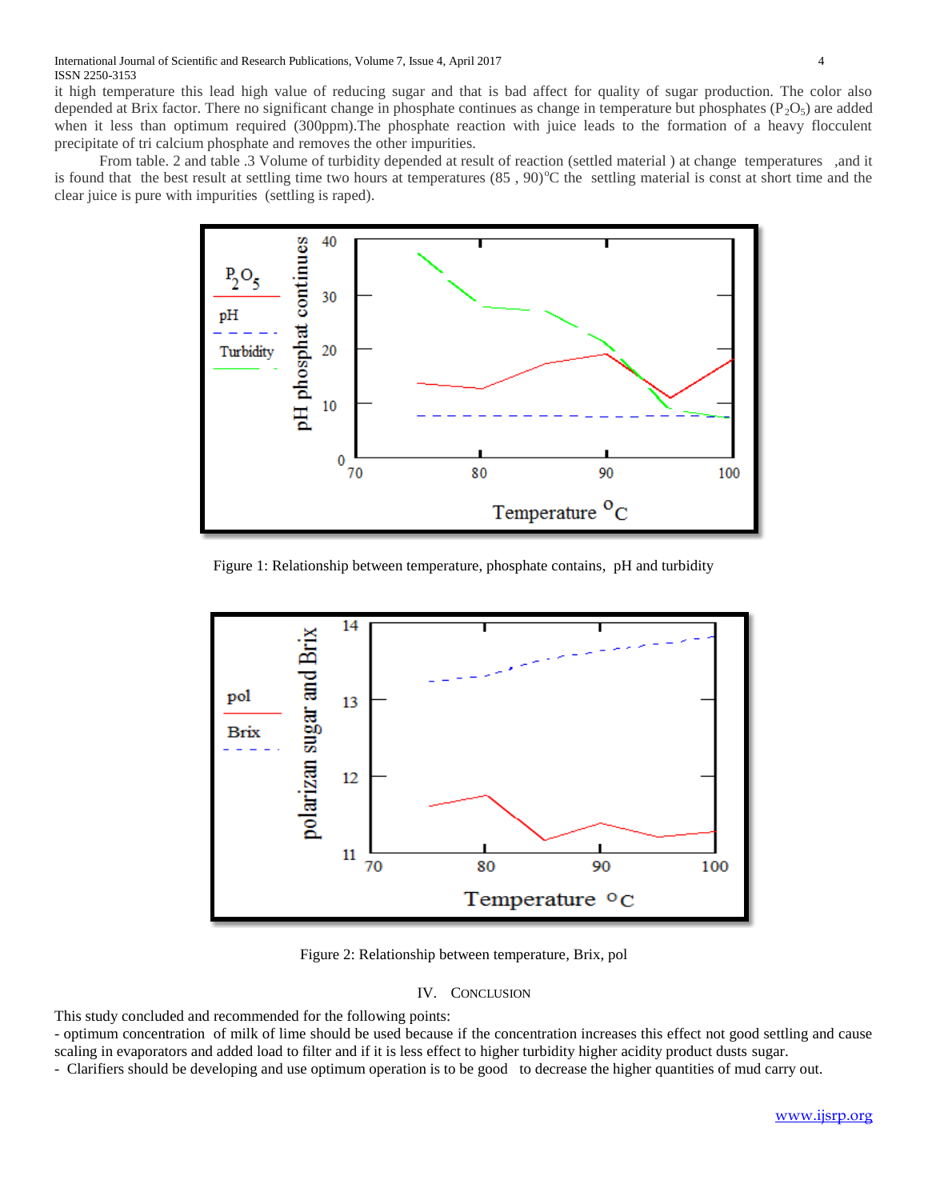it high temperature this lead high value of reducing sugar and that is bad affect for quality of sugar production. The color also depended at Brix factor. There no significant change in phosphate continues as change in temperature but phosphates ($P_2O_5$) are added when it less than optimum required (300ppm).The phosphate reaction with juice leads to the formation of a heavy flocculent precipitate of tri calcium phosphate and removes the other impurities.

From table. 2 and table .3 Volume of turbidity depended at result of reaction (settled material ) at change temperatures ,and it is found that the best result at settling time two hours at temperatures (85 , 90)°C the settling material is const at short time and the clear juice is pure with impurities (settling is raped).

Figure 1: Relationship between temperature, phosphate contains, pH and turbidity

Figure 2: Relationship between temperature, Brix, pol

## IV. Conclusion

This study concluded and recommended for the following points:

- optimum concentration of milk of lime should be used because if the concentration increases this effect not good settling and cause scaling in evaporators and added load to filter and if it is less effect to higher turbidity higher acidity product dusts sugar.
- Clarifiers should be developing and use optimum operation is to be good to decrease the higher quantities of mud carry out.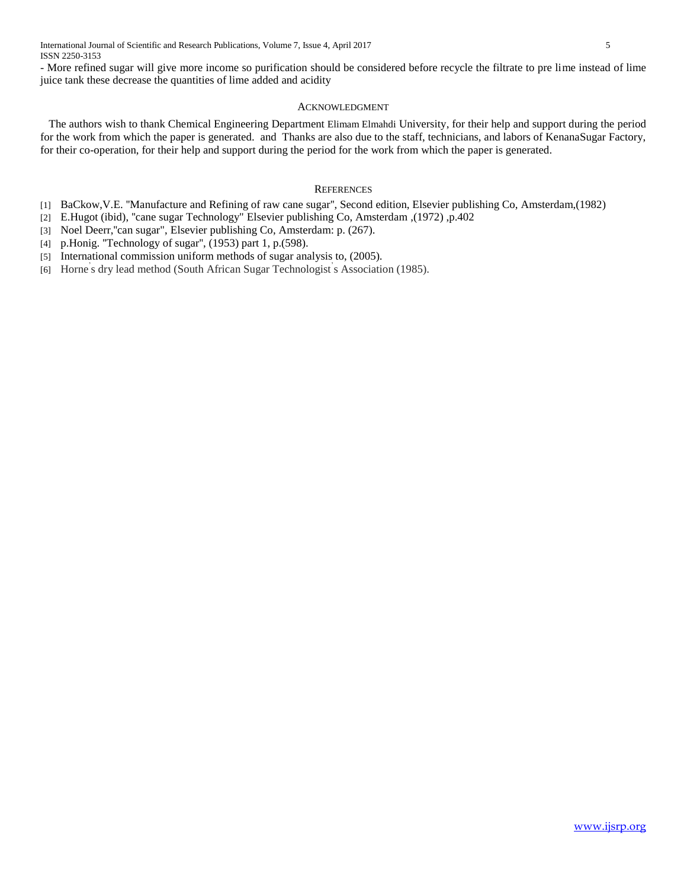- More refined sugar will give more income so purification should be considered before recycle the filtrate to pre lime instead of lime juice tank these decrease the quantities of lime added and acidity

## Acknowledgment

The authors wish to thank Chemical Engineering Department Elimam Elmahdi University, for their help and support during the period for the work from which the paper is generated. and Thanks are also due to the staff, technicians, and labors of KenanaSugar Factory, for their co-operation, for their help and support during the period for the work from which the paper is generated.

## References

[1] BaCkow,V.E. "Manufacture and Refining of raw cane sugar", Second edition, Elsevier publishing Co, Amsterdam,(1982)

[2] E.Hugot (ibid), "cane sugar Technology" Elsevier publishing Co, Amsterdam ,(1972) ,p.402

[3] Noel Deerr,"can sugar", Elsevier publishing Co, Amsterdam: p. (267).

[4] p.Honig. "Technology of sugar", (1953) part 1, p.(598).

[5] International commission uniform methods of sugar analysis to, (2005).

[6] Horne's dry lead method (South African Sugar Technologist's Association (1985).